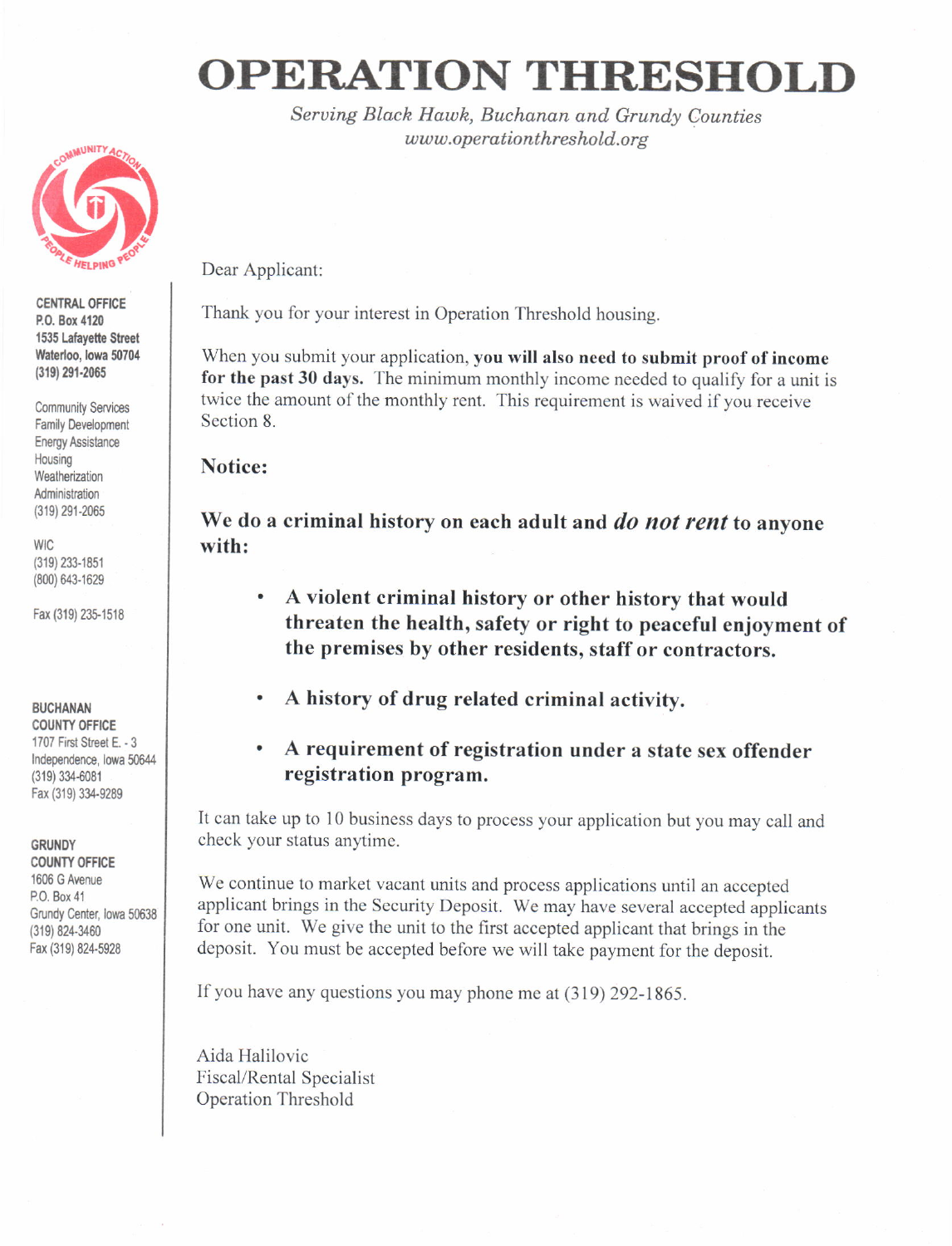# OPERATION THRESHOLD

*Serving Black Hawk, Buchanan and Grundy Counties*
*www.operationthreshold.org*

COMMUNITY ACTION — PEOPLE HELPING PEOPLE

**CENTRAL OFFICE**
**P.O. Box 4120**
**1535 Lafayette Street**
**Waterloo, Iowa 50704**
**(319) 291-2065**

Community Services
Family Development
Energy Assistance
Housing
Weatherization
Administration
(319) 291-2065

WIC
(319) 233-1851
(800) 643-1629

Fax (319) 235-1518

**BUCHANAN COUNTY OFFICE**
1707 First Street E. - 3
Independence, Iowa 50644
(319) 334-6081
Fax (319) 334-9289

**GRUNDY COUNTY OFFICE**
1606 G Avenue
P.O. Box 41
Grundy Center, Iowa 50638
(319) 824-3460
Fax (319) 824-5928

Dear Applicant:

Thank you for your interest in Operation Threshold housing.

When you submit your application, **you will also need to submit proof of income for the past 30 days.** The minimum monthly income needed to qualify for a unit is twice the amount of the monthly rent. This requirement is waived if you receive Section 8.

## Notice:

### We do a criminal history on each adult and *do not rent* to anyone with:

- **A violent criminal history or other history that would threaten the health, safety or right to peaceful enjoyment of the premises by other residents, staff or contractors.**
- **A history of drug related criminal activity.**
- **A requirement of registration under a state sex offender registration program.**

It can take up to 10 business days to process your application but you may call and check your status anytime.

We continue to market vacant units and process applications until an accepted applicant brings in the Security Deposit. We may have several accepted applicants for one unit. We give the unit to the first accepted applicant that brings in the deposit. You must be accepted before we will take payment for the deposit.

If you have any questions you may phone me at (319) 292-1865.

Aida Halilovic
Fiscal/Rental Specialist
Operation Threshold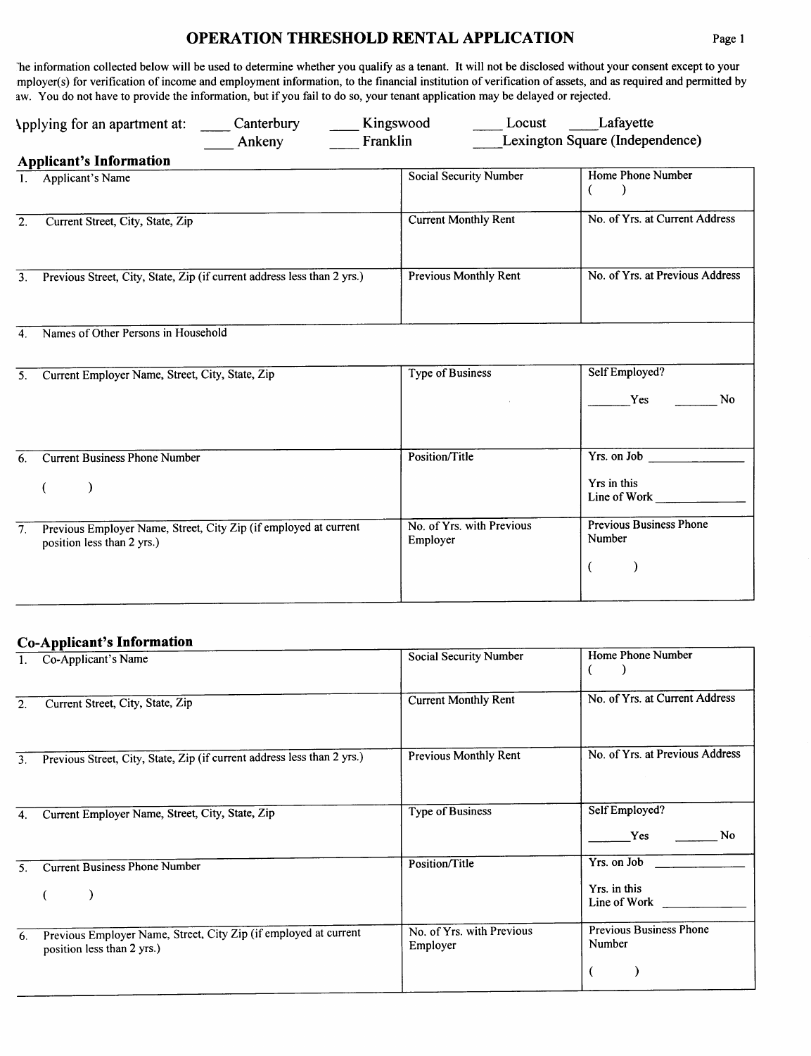# OPERATION THRESHOLD RENTAL APPLICATION

The information collected below will be used to determine whether you qualify as a tenant. It will not be disclosed without your consent except to your employer(s) for verification of income and employment information, to the financial institution of verification of assets, and as required and permitted by law. You do not have to provide the information, but if you fail to do so, your tenant application may be delayed or rejected.

Applying for an apartment at: ____ Canterbury ____ Kingswood ____ Locust ____ Lafayette ____ Ankeny ____ Franklin ____ Lexington Square (Independence)

## Applicant's Information

| | | |
|---|---|---|
| 1. Applicant's Name | Social Security Number | Home Phone Number ( ) |
| 2. Current Street, City, State, Zip | Current Monthly Rent | No. of Yrs. at Current Address |
| 3. Previous Street, City, State, Zip (if current address less than 2 yrs.) | Previous Monthly Rent | No. of Yrs. at Previous Address |
| 4. Names of Other Persons in Household | | |
| 5. Current Employer Name, Street, City, State, Zip | Type of Business | Self Employed? ______ Yes ______ No |
| 6. Current Business Phone Number ( ) | Position/Title | Yrs. on Job ______ Yrs in this Line of Work ______ |
| 7. Previous Employer Name, Street, City Zip (if employed at current position less than 2 yrs.) | No. of Yrs. with Previous Employer | Previous Business Phone Number ( ) |

## Co-Applicant's Information

| | | |
|---|---|---|
| 1. Co-Applicant's Name | Social Security Number | Home Phone Number ( ) |
| 2. Current Street, City, State, Zip | Current Monthly Rent | No. of Yrs. at Current Address |
| 3. Previous Street, City, State, Zip (if current address less than 2 yrs.) | Previous Monthly Rent | No. of Yrs. at Previous Address |
| 4. Current Employer Name, Street, City, State, Zip | Type of Business | Self Employed? ______ Yes ______ No |
| 5. Current Business Phone Number ( ) | Position/Title | Yrs. on Job ______ Yrs. in this Line of Work ______ |
| 6. Previous Employer Name, Street, City Zip (if employed at current position less than 2 yrs.) | No. of Yrs. with Previous Employer | Previous Business Phone Number ( ) |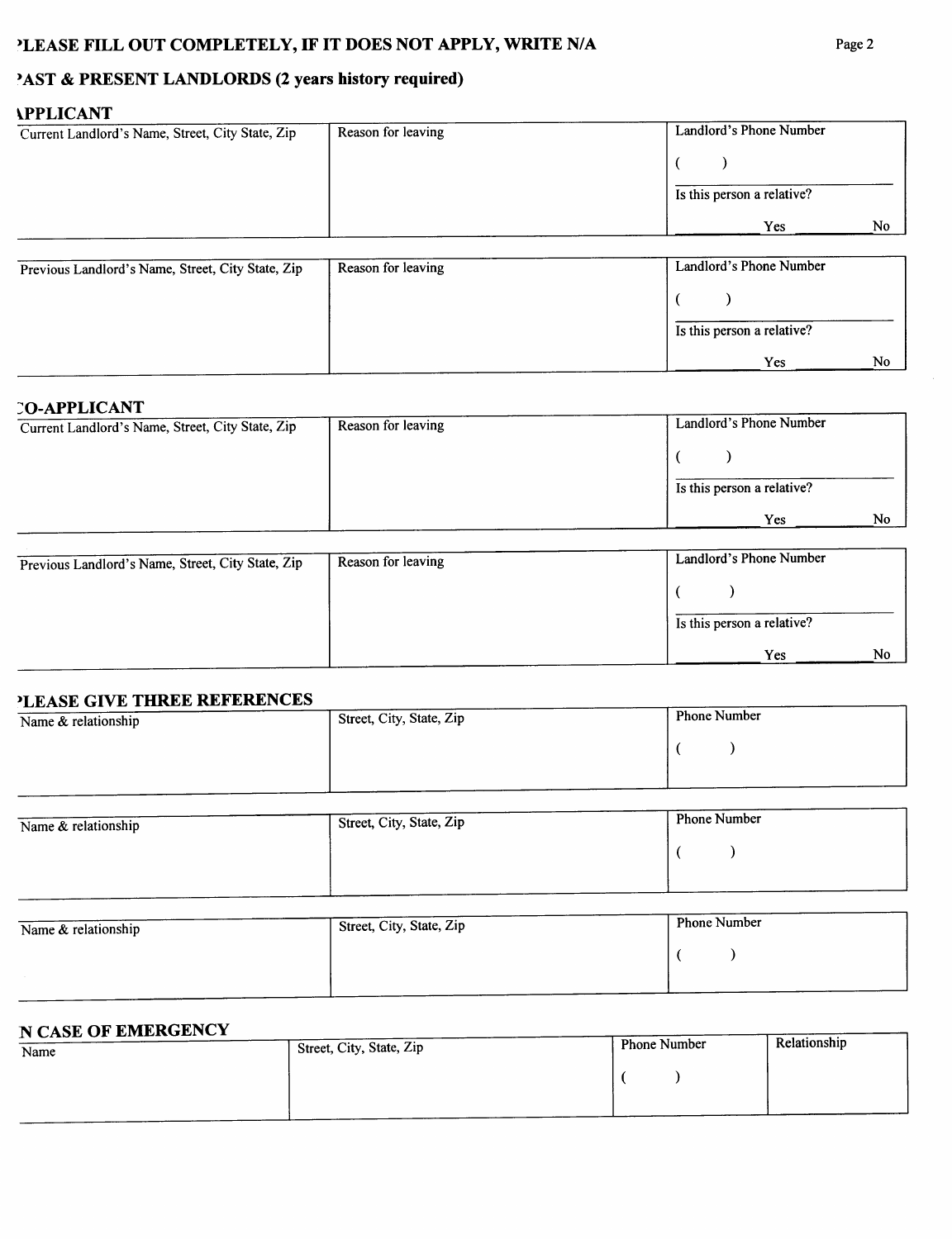## PLEASE FILL OUT COMPLETELY, IF IT DOES NOT APPLY, WRITE N/A

## PAST & PRESENT LANDLORDS (2 years history required)

### APPLICANT

| Current Landlord's Name, Street, City State, Zip | Reason for leaving | Landlord's Phone Number ( ) Is this person a relative? Yes ____ No |
|---|---|---|
| | | |

| Previous Landlord's Name, Street, City State, Zip | Reason for leaving | Landlord's Phone Number ( ) Is this person a relative? Yes ____ No |
|---|---|---|
| | | |

### CO-APPLICANT

| Current Landlord's Name, Street, City State, Zip | Reason for leaving | Landlord's Phone Number ( ) Is this person a relative? Yes ____ No |
|---|---|---|
| | | |

| Previous Landlord's Name, Street, City State, Zip | Reason for leaving | Landlord's Phone Number ( ) Is this person a relative? Yes ____ No |
|---|---|---|
| | | |

### PLEASE GIVE THREE REFERENCES

| Name & relationship | Street, City, State, Zip | Phone Number ( ) |
|---|---|---|
| | | |

| Name & relationship | Street, City, State, Zip | Phone Number ( ) |
|---|---|---|
| | | |

| Name & relationship | Street, City, State, Zip | Phone Number ( ) |
|---|---|---|
| | | |

### IN CASE OF EMERGENCY

| Name | Street, City, State, Zip | Phone Number ( ) | Relationship |
|---|---|---|---|
| | | | |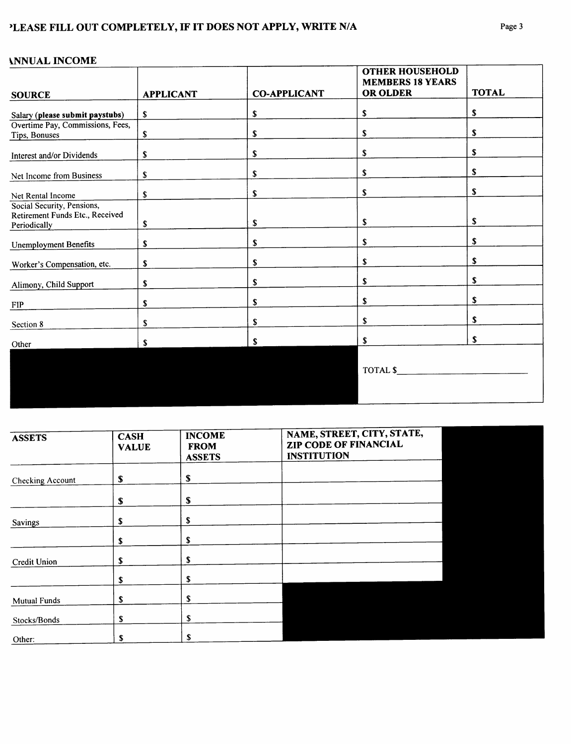## PLEASE FILL OUT COMPLETELY, IF IT DOES NOT APPLY, WRITE N/A

### ANNUAL INCOME

| SOURCE | APPLICANT | CO-APPLICANT | OTHER HOUSEHOLD MEMBERS 18 YEARS OR OLDER | TOTAL |
|---|---|---|---|---|
| Salary (**please submit paystubs**) | $ | $ | $ | $ |
| Overtime Pay, Commissions, Fees, Tips, Bonuses | $ | $ | $ | $ |
| Interest and/or Dividends | $ | $ | $ | $ |
| Net Income from Business | $ | $ | $ | $ |
| Net Rental Income | $ | $ | $ | $ |
| Social Security, Pensions, Retirement Funds Etc., Received Periodically | $ | $ | $ | $ |
| Unemployment Benefits | $ | $ | $ | $ |
| Worker's Compensation, etc. | $ | $ | $ | $ |
| Alimony, Child Support | $ | $ | $ | $ |
| FIP | $ | $ | $ | $ |
| Section 8 | $ | $ | $ | $ |
| Other | $ | $ | $ | $ |
| | | | TOTAL $ | |

| ASSETS | CASH VALUE | INCOME FROM ASSETS | NAME, STREET, CITY, STATE, ZIP CODE OF FINANCIAL INSTITUTION |
|---|---|---|---|
| Checking Account | $ | $ | |
| | $ | $ | |
| Savings | $ | $ | |
| | $ | $ | |
| Credit Union | $ | $ | |
| | $ | $ | |
| Mutual Funds | $ | $ | |
| Stocks/Bonds | $ | $ | |
| Other: | $ | $ | |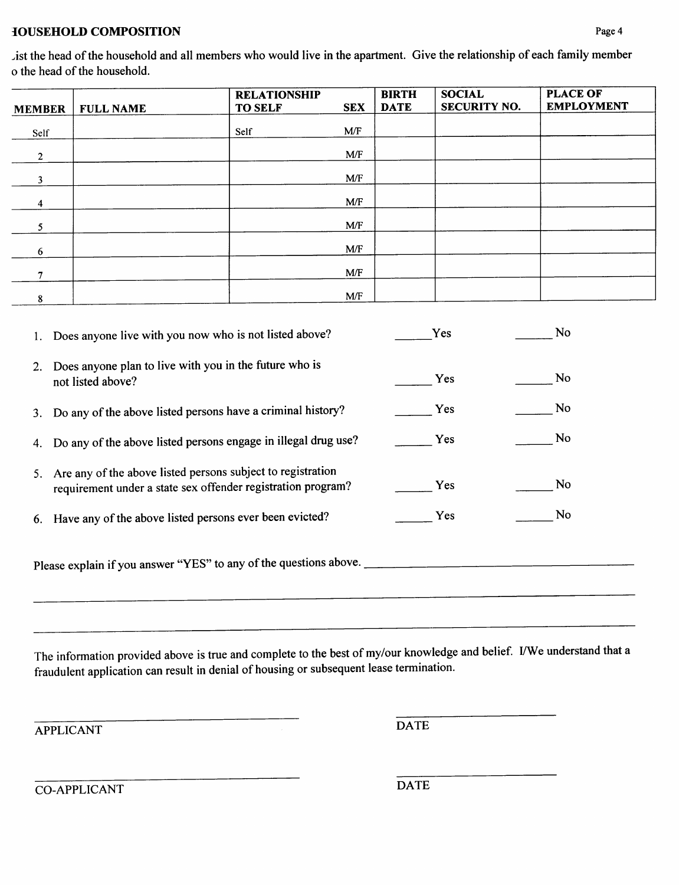## HOUSEHOLD COMPOSITION

List the head of the household and all members who would live in the apartment. Give the relationship of each family member to the head of the household.

| MEMBER | FULL NAME | RELATIONSHIP TO SELF | SEX | BIRTH DATE | SOCIAL SECURITY NO. | PLACE OF EMPLOYMENT |
|---|---|---|---|---|---|---|
| Self | | Self | M/F | | | |
| 2 | | | M/F | | | |
| 3 | | | M/F | | | |
| 4 | | | M/F | | | |
| 5 | | | M/F | | | |
| 6 | | | M/F | | | |
| 7 | | | M/F | | | |
| 8 | | | M/F | | | |

1. Does anyone live with you now who is not listed above? ______Yes ______ No
2. Does anyone plan to live with you in the future who is not listed above? ______ Yes ______ No
3. Do any of the above listed persons have a criminal history? ______ Yes ______ No
4. Do any of the above listed persons engage in illegal drug use? ______ Yes ______ No
5. Are any of the above listed persons subject to registration requirement under a state sex offender registration program? ______ Yes ______ No
6. Have any of the above listed persons ever been evicted? ______ Yes ______ No

Please explain if you answer "YES" to any of the questions above. ____________________________________________

____________________________________________________________________________________________

____________________________________________________________________________________________

The information provided above is true and complete to the best of my/our knowledge and belief. I/We understand that a fraudulent application can result in denial of housing or subsequent lease termination.

______________________________ ______________________
APPLICANT DATE

______________________________ ______________________
CO-APPLICANT DATE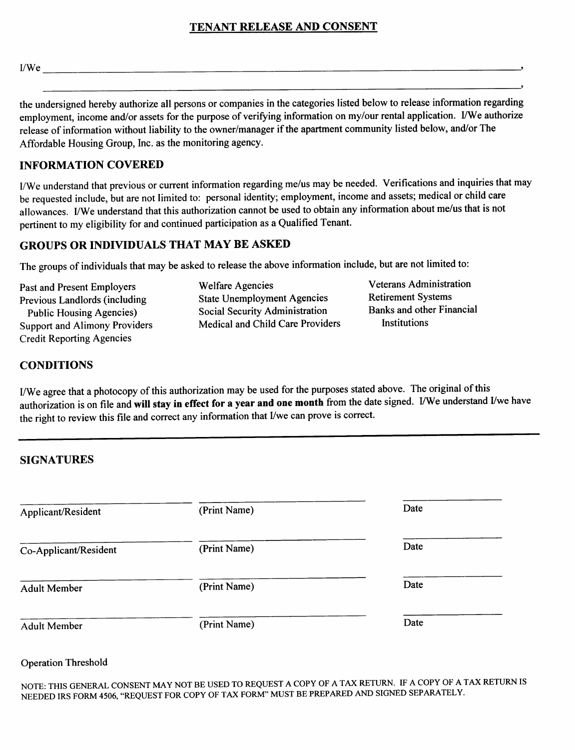# TENANT RELEASE AND CONSENT

I/We ______________________________________________________________________________,

______________________________________________________________________________,

the undersigned hereby authorize all persons or companies in the categories listed below to release information regarding employment, income and/or assets for the purpose of verifying information on my/our rental application. I/We authorize release of information without liability to the owner/manager if the apartment community listed below, and/or The Affordable Housing Group, Inc. as the monitoring agency.

## INFORMATION COVERED

I/We understand that previous or current information regarding me/us may be needed. Verifications and inquiries that may be requested include, but are not limited to: personal identity; employment, income and assets; medical or child care allowances. I/We understand that this authorization cannot be used to obtain any information about me/us that is not pertinent to my eligibility for and continued participation as a Qualified Tenant.

## GROUPS OR INDIVIDUALS THAT MAY BE ASKED

The groups of individuals that may be asked to release the above information include, but are not limited to:

- Past and Present Employers
- Previous Landlords (including Public Housing Agencies)
- Support and Alimony Providers
- Credit Reporting Agencies
- Welfare Agencies
- State Unemployment Agencies
- Social Security Administration
- Medical and Child Care Providers
- Veterans Administration
- Retirement Systems
- Banks and other Financial Institutions

## CONDITIONS

I/We agree that a photocopy of this authorization may be used for the purposes stated above. The original of this authorization is on file and **will stay in effect for a year and one month** from the date signed. I/We understand I/we have the right to review this file and correct any information that I/we can prove is correct.

---

## SIGNATURES

| | | |
|---|---|---|
| ____________________ Applicant/Resident | ____________________ (Print Name) | ____________ Date |
| ____________________ Co-Applicant/Resident | ____________________ (Print Name) | ____________ Date |
| ____________________ Adult Member | ____________________ (Print Name) | ____________ Date |
| ____________________ Adult Member | ____________________ (Print Name) | ____________ Date |

Operation Threshold

NOTE: THIS GENERAL CONSENT MAY NOT BE USED TO REQUEST A COPY OF A TAX RETURN. IF A COPY OF A TAX RETURN IS NEEDED IRS FORM 4506, "REQUEST FOR COPY OF TAX FORM" MUST BE PREPARED AND SIGNED SEPARATELY.